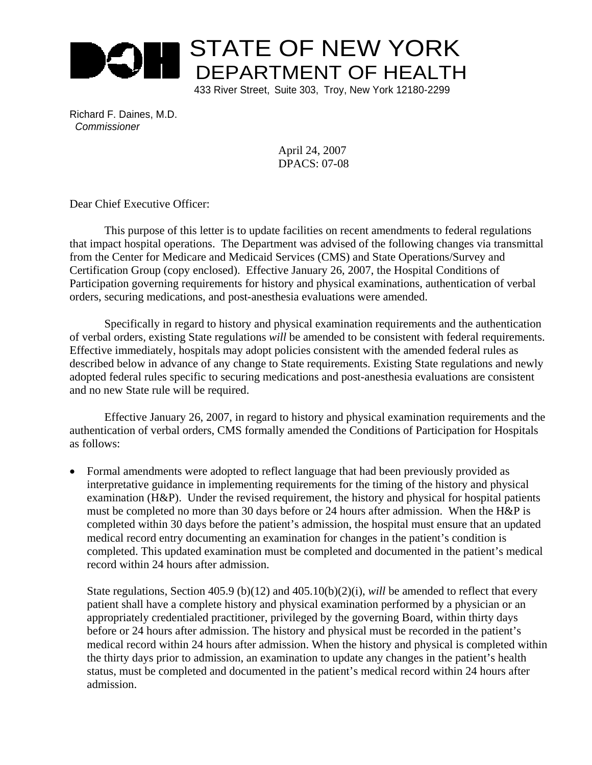# STATE OF NEW YORK
## DEPARTMENT OF HEALTH

433 River Street, Suite 303, Troy, New York 12180-2299

Richard F. Daines, M.D.
*Commissioner*

April 24, 2007
DPACS: 07-08

Dear Chief Executive Officer:

This purpose of this letter is to update facilities on recent amendments to federal regulations that impact hospital operations. The Department was advised of the following changes via transmittal from the Center for Medicare and Medicaid Services (CMS) and State Operations/Survey and Certification Group (copy enclosed). Effective January 26, 2007, the Hospital Conditions of Participation governing requirements for history and physical examinations, authentication of verbal orders, securing medications, and post-anesthesia evaluations were amended.

Specifically in regard to history and physical examination requirements and the authentication of verbal orders, existing State regulations *will* be amended to be consistent with federal requirements. Effective immediately, hospitals may adopt policies consistent with the amended federal rules as described below in advance of any change to State requirements. Existing State regulations and newly adopted federal rules specific to securing medications and post-anesthesia evaluations are consistent and no new State rule will be required.

Effective January 26, 2007, in regard to history and physical examination requirements and the authentication of verbal orders, CMS formally amended the Conditions of Participation for Hospitals as follows:

- Formal amendments were adopted to reflect language that had been previously provided as interpretative guidance in implementing requirements for the timing of the history and physical examination (H&P). Under the revised requirement, the history and physical for hospital patients must be completed no more than 30 days before or 24 hours after admission. When the H&P is completed within 30 days before the patient's admission, the hospital must ensure that an updated medical record entry documenting an examination for changes in the patient's condition is completed. This updated examination must be completed and documented in the patient's medical record within 24 hours after admission.

  State regulations, Section 405.9 (b)(12) and 405.10(b)(2)(i), *will* be amended to reflect that every patient shall have a complete history and physical examination performed by a physician or an appropriately credentialed practitioner, privileged by the governing Board, within thirty days before or 24 hours after admission. The history and physical must be recorded in the patient's medical record within 24 hours after admission. When the history and physical is completed within the thirty days prior to admission, an examination to update any changes in the patient's health status, must be completed and documented in the patient's medical record within 24 hours after admission.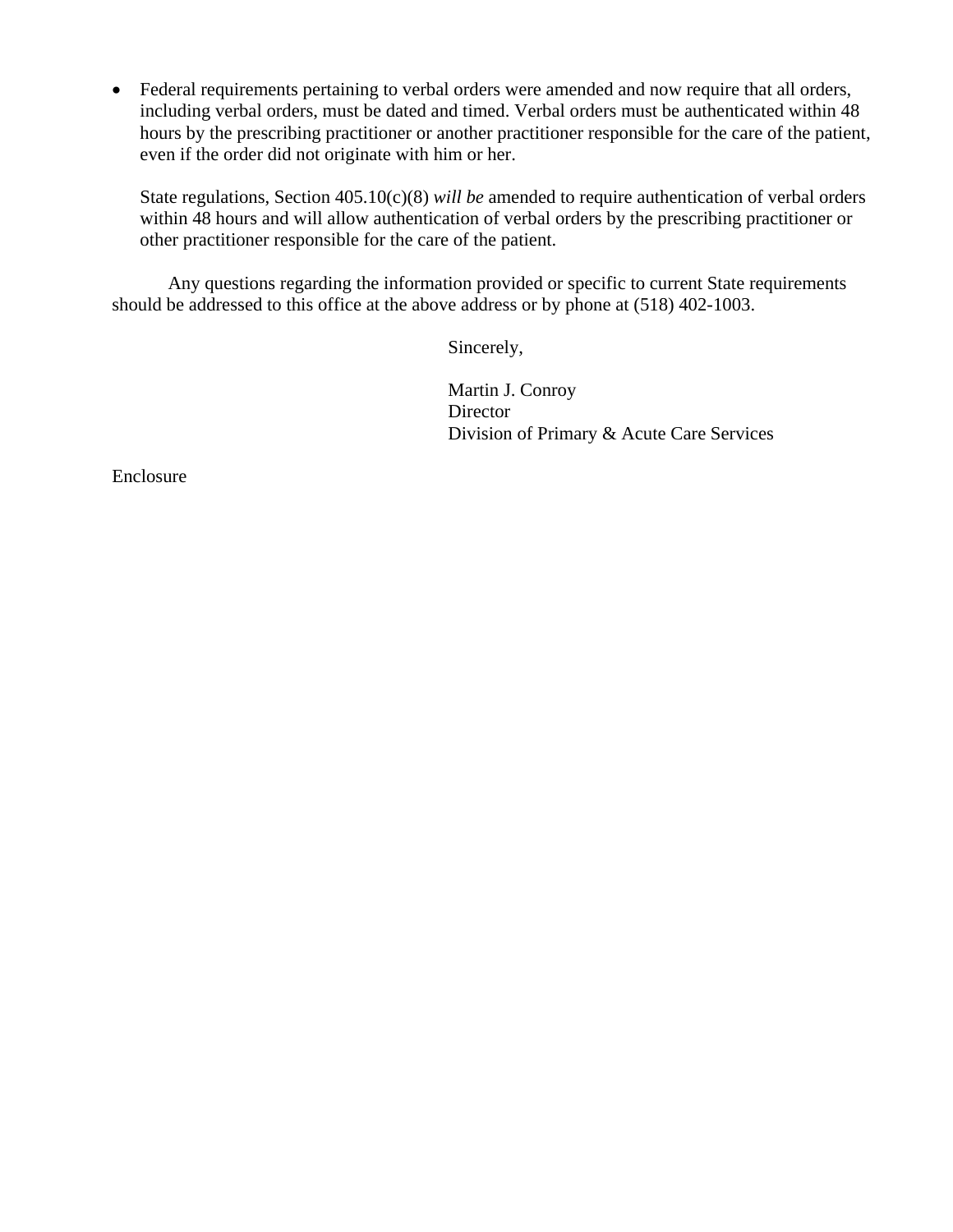- Federal requirements pertaining to verbal orders were amended and now require that all orders, including verbal orders, must be dated and timed. Verbal orders must be authenticated within 48 hours by the prescribing practitioner or another practitioner responsible for the care of the patient, even if the order did not originate with him or her.

  State regulations, Section 405.10(c)(8) *will be* amended to require authentication of verbal orders within 48 hours and will allow authentication of verbal orders by the prescribing practitioner or other practitioner responsible for the care of the patient.

Any questions regarding the information provided or specific to current State requirements should be addressed to this office at the above address or by phone at (518) 402-1003.

Sincerely,

Martin J. Conroy
Director
Division of Primary & Acute Care Services

Enclosure